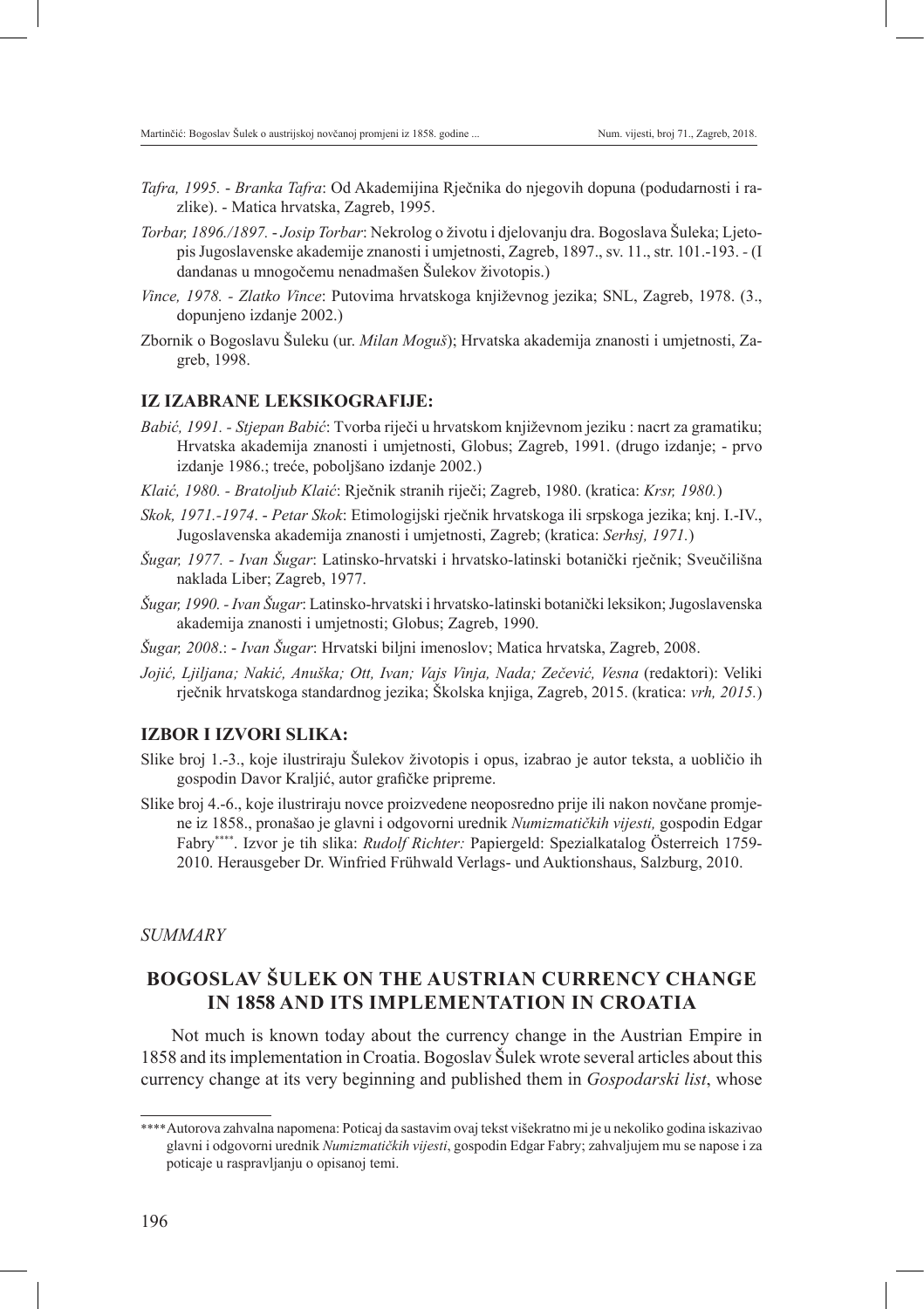*Tafra, 1995. - Branka Tafra*: Od Akademijina Rječnika do njegovih dopuna (podudarnosti i razlike). - Matica hrvatska, Zagreb, 1995.

*Torbar, 1896./1897. - Josip Torbar*: Nekrolog o životu i djelovanju dra. Bogoslava Šuleka; Ljetopis Jugoslavenske akademije znanosti i umjetnosti, Zagreb, 1897., sv. 11., str. 101.-193. - (I dandanas u mnogočemu nenadmašen Šulekov životopis.)

*Vince, 1978. - Zlatko Vince*: Putovima hrvatskoga književnog jezika; SNL, Zagreb, 1978. (3., dopunjeno izdanje 2002.)

Zbornik o Bogoslavu Šuleku (ur. *Milan Moguš*); Hrvatska akademija znanosti i umjetnosti, Zagreb, 1998.

## IZ IZABRANE LEKSIKOGRAFIJE:

*Babić, 1991. - Stjepan Babić*: Tvorba riječi u hrvatskom književnom jeziku : nacrt za gramatiku; Hrvatska akademija znanosti i umjetnosti, Globus; Zagreb, 1991. (drugo izdanje; - prvo izdanje 1986.; treće, poboljšano izdanje 2002.)

*Klaić, 1980. - Bratoljub Klaić*: Rječnik stranih riječi; Zagreb, 1980. (kratica: *Krsr, 1980.*)

*Skok, 1971.-1974. - Petar Skok*: Etimologijski rječnik hrvatskoga ili srpskoga jezika; knj. I.-IV., Jugoslavenska akademija znanosti i umjetnosti, Zagreb; (kratica: *Serhsj, 1971.*)

*Šugar, 1977. - Ivan Šugar*: Latinsko-hrvatski i hrvatsko-latinski botanički rječnik; Sveučilišna naklada Liber; Zagreb, 1977.

*Šugar, 1990. - Ivan Šugar*: Latinsko-hrvatski i hrvatsko-latinski botanički leksikon; Jugoslavenska akademija znanosti i umjetnosti; Globus; Zagreb, 1990.

*Šugar, 2008.*: - *Ivan Šugar*: Hrvatski biljni imenoslov; Matica hrvatska, Zagreb, 2008.

*Jojić, Ljiljana; Nakić, Anuška; Ott, Ivan; Vajs Vinja, Nada; Zečević, Vesna* (redaktori): Veliki rječnik hrvatskoga standardnog jezika; Školska knjiga, Zagreb, 2015. (kratica: *vrh, 2015.*)

## IZBOR I IZVORI SLIKA:

Slike broj 1.-3., koje ilustriraju Šulekov životopis i opus, izabrao je autor teksta, a uobličio ih gospodin Davor Kraljić, autor grafičke pripreme.

Slike broj 4.-6., koje ilustriraju novce proizvedene neposredno prije ili nakon novčane promjene iz 1858., pronašao je glavni i odgovorni urednik *Numizmatičkih vijesti,* gospodin Edgar Fabry[****]. Izvor je tih slika: *Rudolf Richter:* Papiergeld: Spezialkatalog Österreich 1759-2010. Herausgeber Dr. Winfried Frühwald Verlags- und Auktionshaus, Salzburg, 2010.

*SUMMARY*

## BOGOSLAV ŠULEK ON THE AUSTRIAN CURRENCY CHANGE IN 1858 AND ITS IMPLEMENTATION IN CROATIA

Not much is known today about the currency change in the Austrian Empire in 1858 and its implementation in Croatia. Bogoslav Šulek wrote several articles about this currency change at its very beginning and published them in *Gospodarski list*, whose

[****] Autorova zahvalna napomena: Poticaj da sastavim ovaj tekst višekratno mi je u nekoliko godina iskazivao glavni i odgovorni urednik *Numizmatičkih vijesti*, gospodin Edgar Fabry; zahvaljujem mu se napose i za poticaje u raspravljanju o opisanoj temi.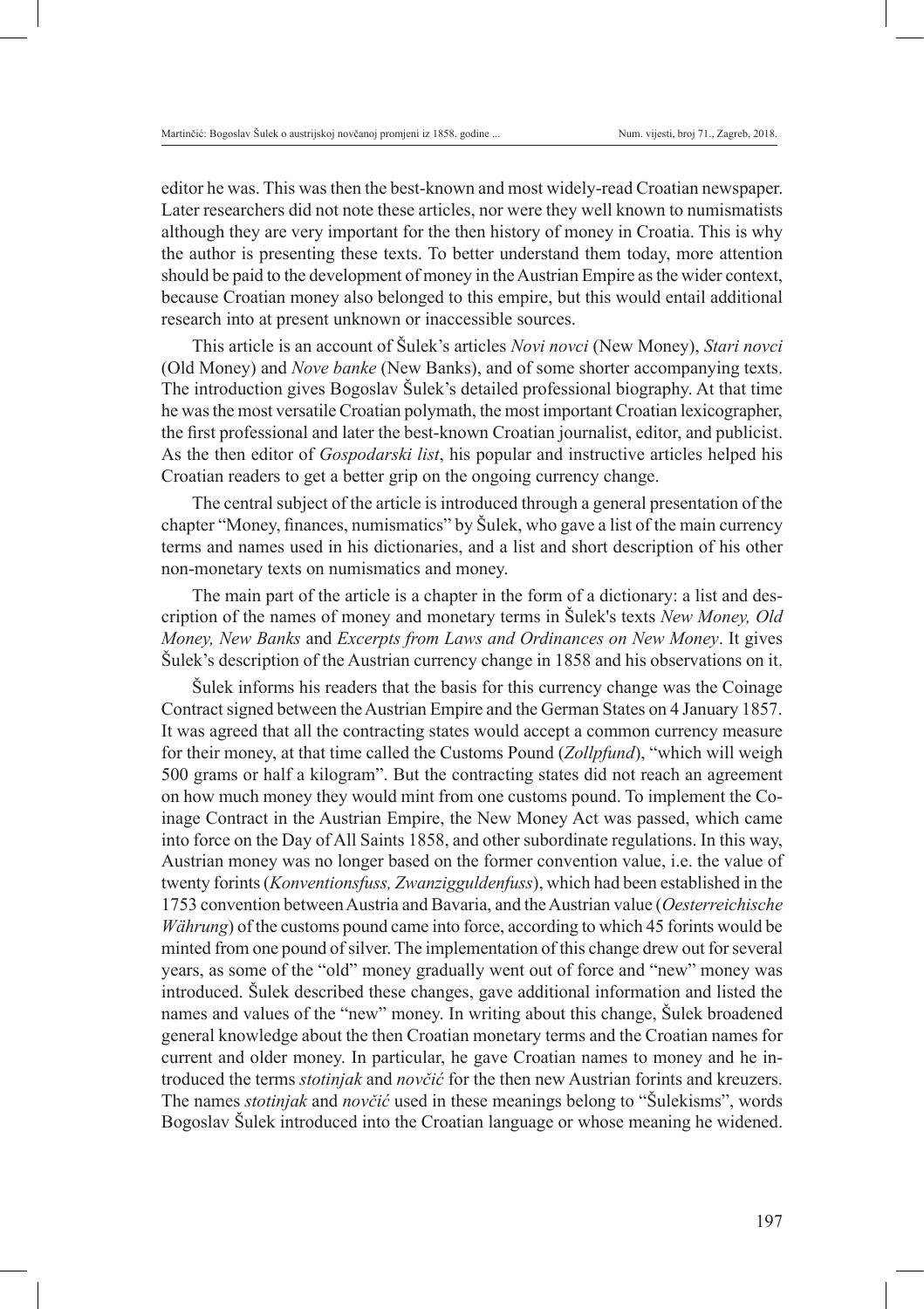editor he was. This was then the best-known and most widely-read Croatian newspaper. Later researchers did not note these articles, nor were they well known to numismatists although they are very important for the then history of money in Croatia. This is why the author is presenting these texts. To better understand them today, more attention should be paid to the development of money in the Austrian Empire as the wider context, because Croatian money also belonged to this empire, but this would entail additional research into at present unknown or inaccessible sources.

This article is an account of Šulek's articles *Novi novci* (New Money), *Stari novci* (Old Money) and *Nove banke* (New Banks), and of some shorter accompanying texts. The introduction gives Bogoslav Šulek's detailed professional biography. At that time he was the most versatile Croatian polymath, the most important Croatian lexicographer, the first professional and later the best-known Croatian journalist, editor, and publicist. As the then editor of *Gospodarski list*, his popular and instructive articles helped his Croatian readers to get a better grip on the ongoing currency change.

The central subject of the article is introduced through a general presentation of the chapter "Money, finances, numismatics" by Šulek, who gave a list of the main currency terms and names used in his dictionaries, and a list and short description of his other non-monetary texts on numismatics and money.

The main part of the article is a chapter in the form of a dictionary: a list and description of the names of money and monetary terms in Šulek's texts *New Money, Old Money, New Banks* and *Excerpts from Laws and Ordinances on New Money*. It gives Šulek's description of the Austrian currency change in 1858 and his observations on it.

Šulek informs his readers that the basis for this currency change was the Coinage Contract signed between the Austrian Empire and the German States on 4 January 1857. It was agreed that all the contracting states would accept a common currency measure for their money, at that time called the Customs Pound (*Zollpfund*), "which will weigh 500 grams or half a kilogram". But the contracting states did not reach an agreement on how much money they would mint from one customs pound. To implement the Coinage Contract in the Austrian Empire, the New Money Act was passed, which came into force on the Day of All Saints 1858, and other subordinate regulations. In this way, Austrian money was no longer based on the former convention value, i.e. the value of twenty forints (*Konventionsfuss, Zwanzigguldenfuss*), which had been established in the 1753 convention between Austria and Bavaria, and the Austrian value (*Oesterreichische Währung*) of the customs pound came into force, according to which 45 forints would be minted from one pound of silver. The implementation of this change drew out for several years, as some of the "old" money gradually went out of force and "new" money was introduced. Šulek described these changes, gave additional information and listed the names and values of the "new" money. In writing about this change, Šulek broadened general knowledge about the then Croatian monetary terms and the Croatian names for current and older money. In particular, he gave Croatian names to money and he introduced the terms *stotinjak* and *novčić* for the then new Austrian forints and kreuzers. The names *stotinjak* and *novčić* used in these meanings belong to "Šulekisms", words Bogoslav Šulek introduced into the Croatian language or whose meaning he widened.